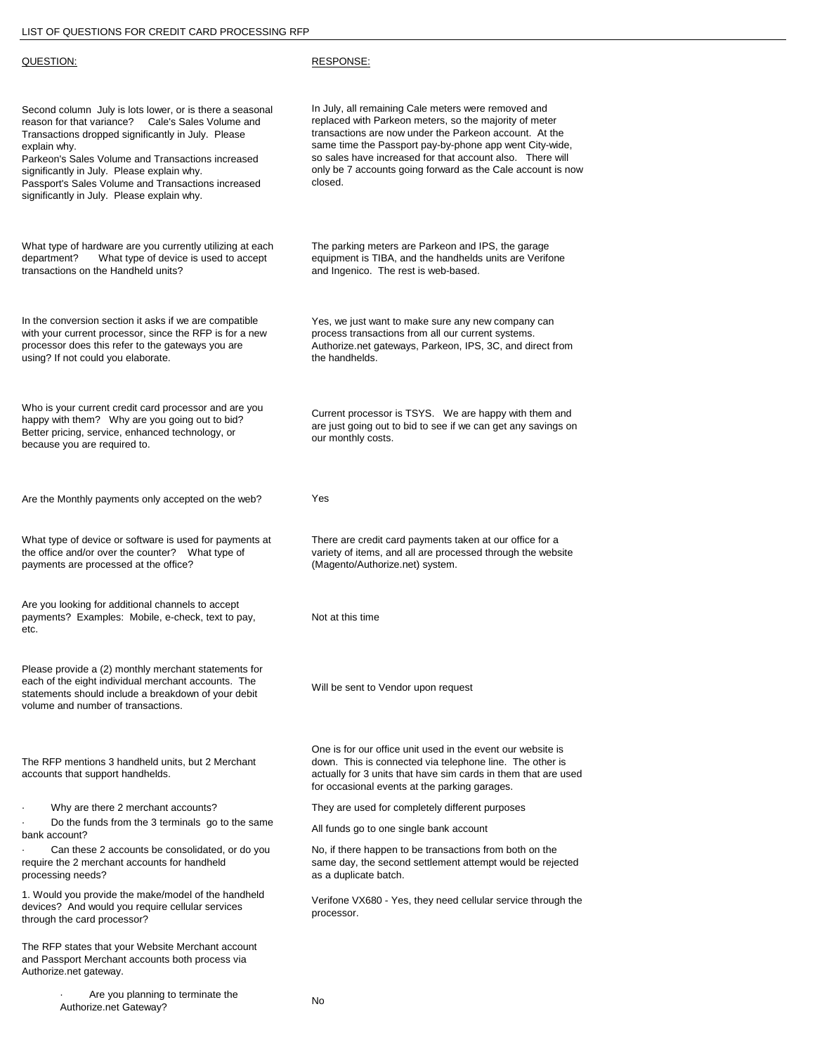LIST OF QUESTIONS FOR CREDIT CARD PROCESSING RFP

| QUESTION: | RESPONSE: |
| --- | --- |
| Second column July is lots lower, or is there a seasonal reason for that variance? Cale's Sales Volume and Transactions dropped significantly in July. Please explain why.<br>Parkeon's Sales Volume and Transactions increased significantly in July. Please explain why.<br>Passport's Sales Volume and Transactions increased significantly in July. Please explain why. | In July, all remaining Cale meters were removed and replaced with Parkeon meters, so the majority of meter transactions are now under the Parkeon account. At the same time the Passport pay-by-phone app went City-wide, so sales have increased for that account also. There will only be 7 accounts going forward as the Cale account is now closed. |
| What type of hardware are you currently utilizing at each department? What type of device is used to accept transactions on the Handheld units? | The parking meters are Parkeon and IPS, the garage equipment is TIBA, and the handhelds units are Verifone and Ingenico. The rest is web-based. |
| In the conversion section it asks if we are compatible with your current processor, since the RFP is for a new processor does this refer to the gateways you are using? If not could you elaborate. | Yes, we just want to make sure any new company can process transactions from all our current systems. Authorize.net gateways, Parkeon, IPS, 3C, and direct from the handhelds. |
| Who is your current credit card processor and are you happy with them? Why are you going out to bid? Better pricing, service, enhanced technology, or because you are required to. | Current processor is TSYS. We are happy with them and are just going out to bid to see if we can get any savings on our monthly costs. |
| Are the Monthly payments only accepted on the web? | Yes |
| What type of device or software is used for payments at the office and/or over the counter? What type of payments are processed at the office? | There are credit card payments taken at our office for a variety of items, and all are processed through the website (Magento/Authorize.net) system. |
| Are you looking for additional channels to accept payments? Examples: Mobile, e-check, text to pay, etc. | Not at this time |
| Please provide a (2) monthly merchant statements for each of the eight individual merchant accounts. The statements should include a breakdown of your debit volume and number of transactions. | Will be sent to Vendor upon request |
| The RFP mentions 3 handheld units, but 2 Merchant accounts that support handhelds. | One is for our office unit used in the event our website is down. This is connected via telephone line. The other is actually for 3 units that have sim cards in them that are used for occasional events at the parking garages. |
| · Why are there 2 merchant accounts? | They are used for completely different purposes |
| · Do the funds from the 3 terminals go to the same bank account? | All funds go to one single bank account |
| · Can these 2 accounts be consolidated, or do you require the 2 merchant accounts for handheld processing needs? | No, if there happen to be transactions from both on the same day, the second settlement attempt would be rejected as a duplicate batch. |
| 1. Would you provide the make/model of the handheld devices? And would you require cellular services through the card processor? | Verifone VX680 - Yes, they need cellular service through the processor. |
| The RFP states that your Website Merchant account and Passport Merchant accounts both process via Authorize.net gateway. | |
| · Are you planning to terminate the Authorize.net Gateway? | No |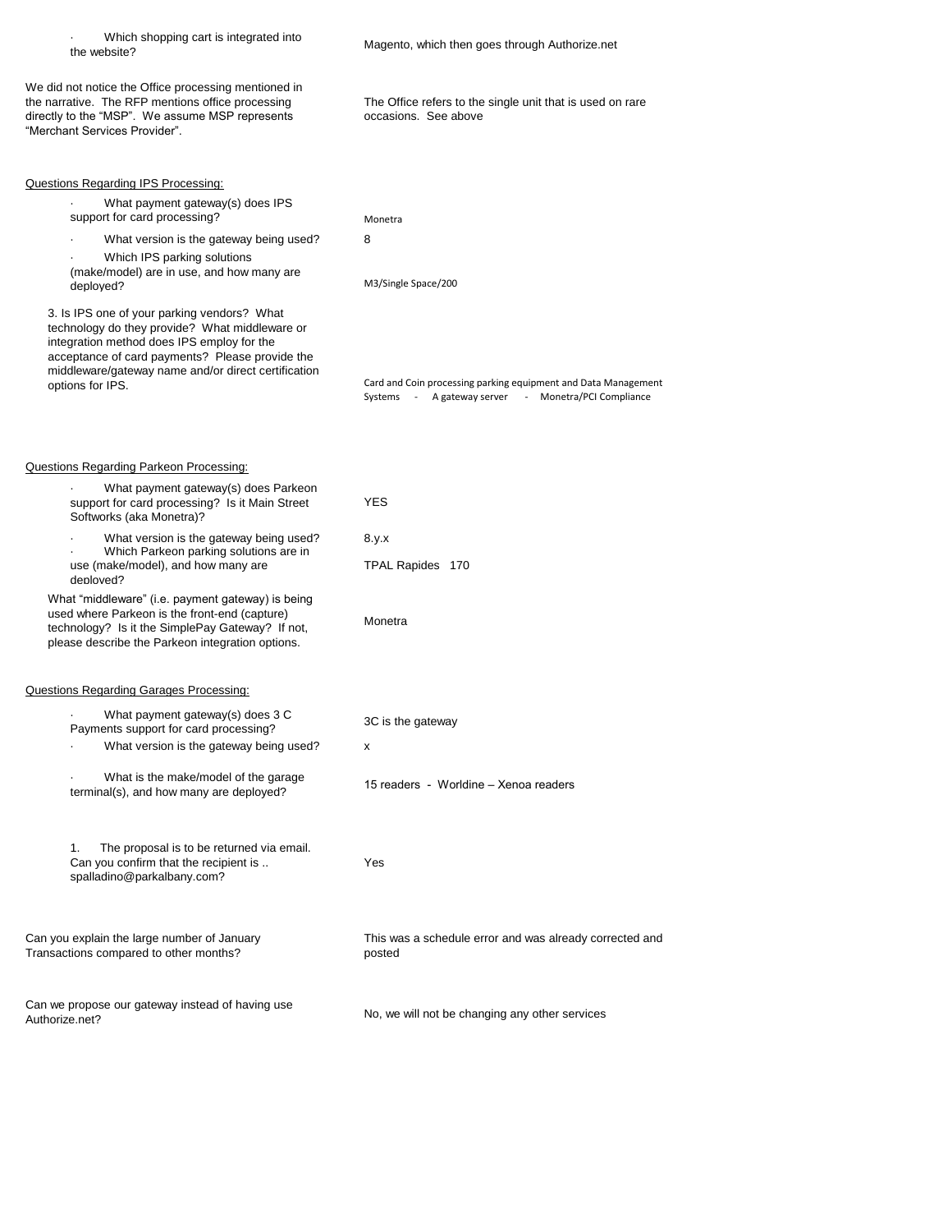| | |
|---|---|
| · Which shopping cart is integrated into the website? | Magento, which then goes through Authorize.net |
| We did not notice the Office processing mentioned in the narrative. The RFP mentions office processing directly to the "MSP". We assume MSP represents "Merchant Services Provider". | The Office refers to the single unit that is used on rare occasions. See above |
| Questions Regarding IPS Processing: | |
| · What payment gateway(s) does IPS support for card processing? | Monetra |
| · What version is the gateway being used? | 8 |
| · Which IPS parking solutions (make/model) are in use, and how many are deployed? | M3/Single Space/200 |
| 3. Is IPS one of your parking vendors? What technology do they provide? What middleware or integration method does IPS employ for the acceptance of card payments? Please provide the middleware/gateway name and/or direct certification options for IPS. | Card and Coin processing parking equipment and Data Management Systems - A gateway server - Monetra/PCI Compliance |
| Questions Regarding Parkeon Processing: | |
| · What payment gateway(s) does Parkeon support for card processing? Is it Main Street Softworks (aka Monetra)? | YES |
| · What version is the gateway being used? | 8.y.x |
| · Which Parkeon parking solutions are in use (make/model), and how many are deployed? | TPAL Rapides 170 |
| What "middleware" (i.e. payment gateway) is being used where Parkeon is the front-end (capture) technology? Is it the SimplePay Gateway? If not, please describe the Parkeon integration options. | Monetra |
| Questions Regarding Garages Processing: | |
| · What payment gateway(s) does 3 C Payments support for card processing? | 3C is the gateway |
| · What version is the gateway being used? | x |
| · What is the make/model of the garage terminal(s), and how many are deployed? | 15 readers - Worldine – Xenoa readers |
| 1. The proposal is to be returned via email. Can you confirm that the recipient is .. spalladino@parkalbany.com? | Yes |
| Can you explain the large number of January Transactions compared to other months? | This was a schedule error and was already corrected and posted |
| Can we propose our gateway instead of having use Authorize.net? | No, we will not be changing any other services |